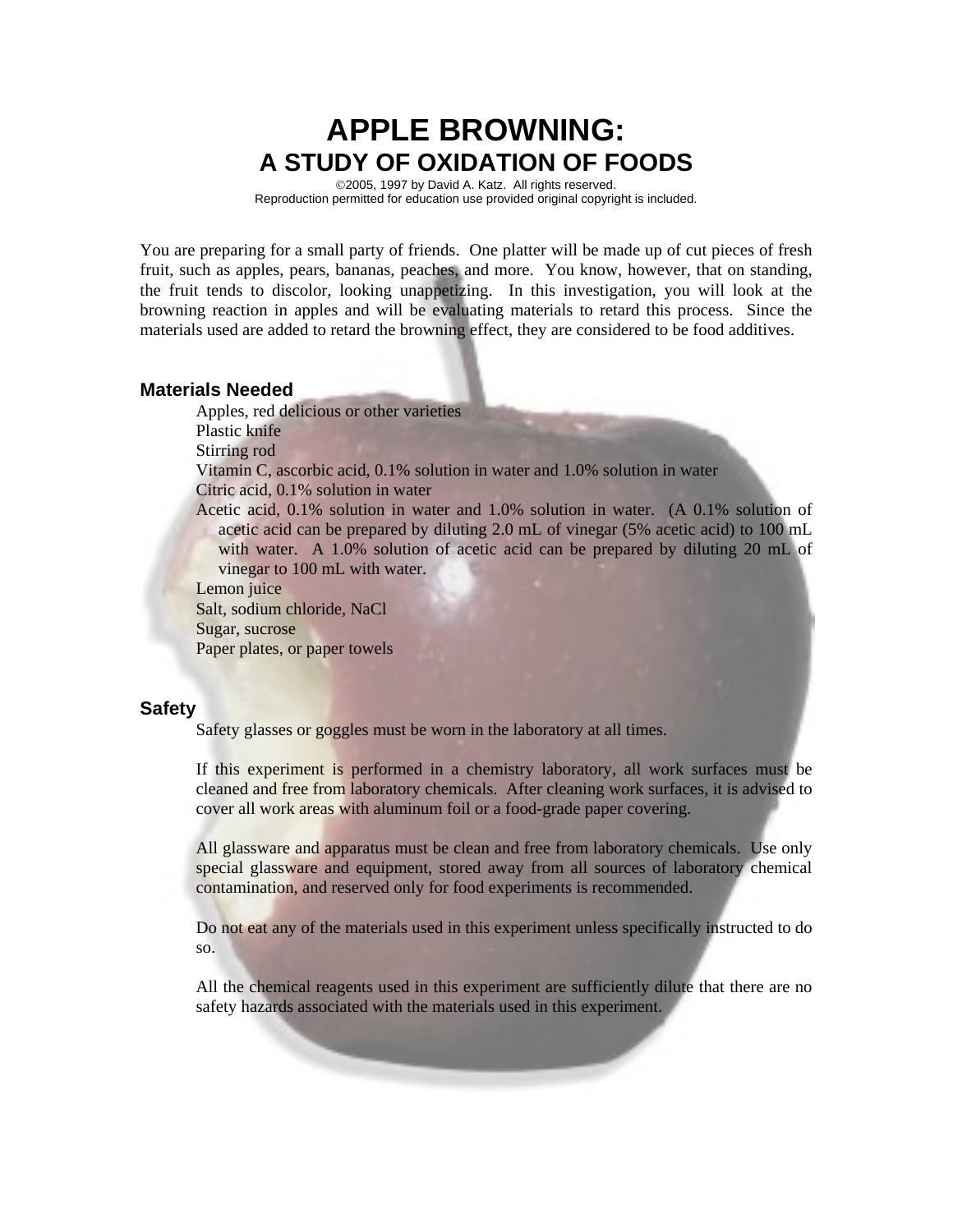# APPLE BROWNING:
## A STUDY OF OXIDATION OF FOODS

©2005, 1997 by David A. Katz. All rights reserved.
Reproduction permitted for education use provided original copyright is included.

You are preparing for a small party of friends. One platter will be made up of cut pieces of fresh fruit, such as apples, pears, bananas, peaches, and more. You know, however, that on standing, the fruit tends to discolor, looking unappetizing. In this investigation, you will look at the browning reaction in apples and will be evaluating materials to retard this process. Since the materials used are added to retard the browning effect, they are considered to be food additives.

### Materials Needed

- Apples, red delicious or other varieties
- Plastic knife
- Stirring rod
- Vitamin C, ascorbic acid, 0.1% solution in water and 1.0% solution in water
- Citric acid, 0.1% solution in water
- Acetic acid, 0.1% solution in water and 1.0% solution in water. (A 0.1% solution of acetic acid can be prepared by diluting 2.0 mL of vinegar (5% acetic acid) to 100 mL with water. A 1.0% solution of acetic acid can be prepared by diluting 20 mL of vinegar to 100 mL with water.
- Lemon juice
- Salt, sodium chloride, NaCl
- Sugar, sucrose
- Paper plates, or paper towels

### Safety

Safety glasses or goggles must be worn in the laboratory at all times.

If this experiment is performed in a chemistry laboratory, all work surfaces must be cleaned and free from laboratory chemicals. After cleaning work surfaces, it is advised to cover all work areas with aluminum foil or a food-grade paper covering.

All glassware and apparatus must be clean and free from laboratory chemicals. Use only special glassware and equipment, stored away from all sources of laboratory chemical contamination, and reserved only for food experiments is recommended.

Do not eat any of the materials used in this experiment unless specifically instructed to do so.

All the chemical reagents used in this experiment are sufficiently dilute that there are no safety hazards associated with the materials used in this experiment.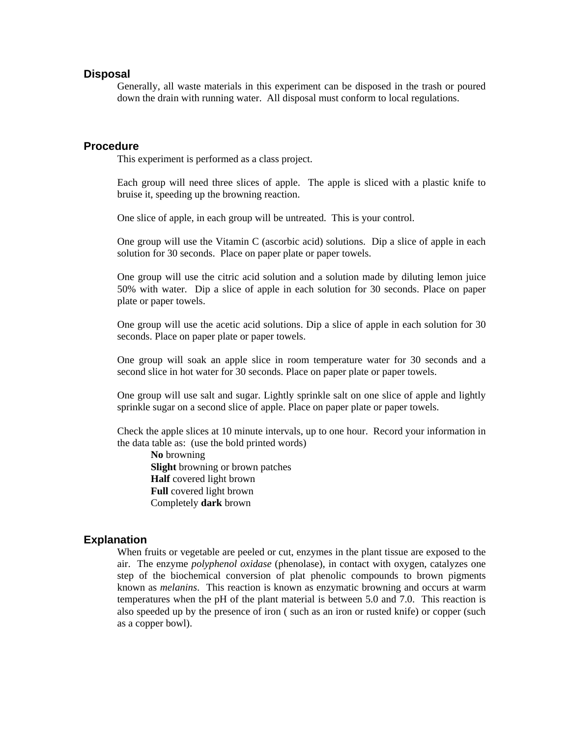## Disposal

Generally, all waste materials in this experiment can be disposed in the trash or poured down the drain with running water. All disposal must conform to local regulations.

## Procedure

This experiment is performed as a class project.

Each group will need three slices of apple. The apple is sliced with a plastic knife to bruise it, speeding up the browning reaction.

One slice of apple, in each group will be untreated. This is your control.

One group will use the Vitamin C (ascorbic acid) solutions. Dip a slice of apple in each solution for 30 seconds. Place on paper plate or paper towels.

One group will use the citric acid solution and a solution made by diluting lemon juice 50% with water. Dip a slice of apple in each solution for 30 seconds. Place on paper plate or paper towels.

One group will use the acetic acid solutions. Dip a slice of apple in each solution for 30 seconds. Place on paper plate or paper towels.

One group will soak an apple slice in room temperature water for 30 seconds and a second slice in hot water for 30 seconds. Place on paper plate or paper towels.

One group will use salt and sugar. Lightly sprinkle salt on one slice of apple and lightly sprinkle sugar on a second slice of apple. Place on paper plate or paper towels.

Check the apple slices at 10 minute intervals, up to one hour. Record your information in the data table as: (use the bold printed words)

- **No** browning
- **Slight** browning or brown patches
- **Half** covered light brown
- **Full** covered light brown
- Completely **dark** brown

## Explanation

When fruits or vegetable are peeled or cut, enzymes in the plant tissue are exposed to the air. The enzyme *polyphenol oxidase* (phenolase), in contact with oxygen, catalyzes one step of the biochemical conversion of plat phenolic compounds to brown pigments known as *melanins*. This reaction is known as enzymatic browning and occurs at warm temperatures when the pH of the plant material is between 5.0 and 7.0. This reaction is also speeded up by the presence of iron ( such as an iron or rusted knife) or copper (such as a copper bowl).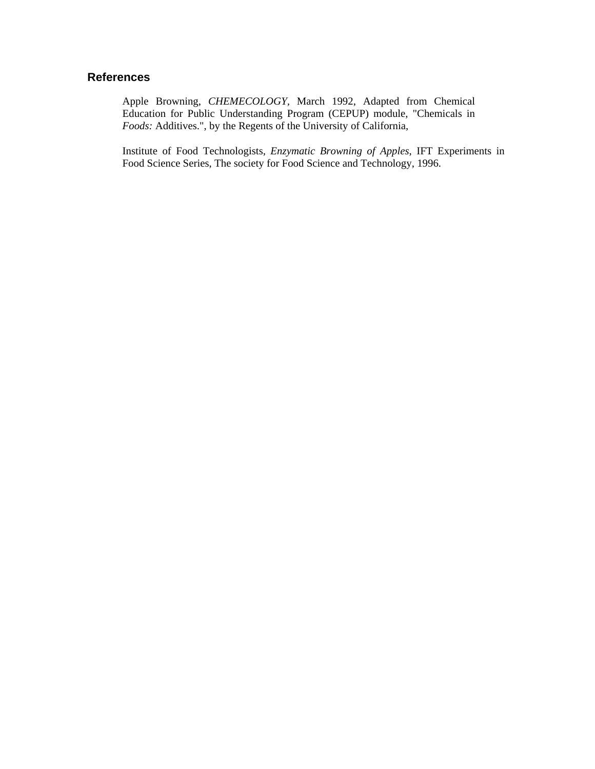## References

Apple Browning, *CHEMECOLOGY*, March 1992, Adapted from Chemical Education for Public Understanding Program (CEPUP) module, "Chemicals in *Foods:* Additives.", by the Regents of the University of California,

Institute of Food Technologists, *Enzymatic Browning of Apples*, IFT Experiments in Food Science Series, The society for Food Science and Technology, 1996.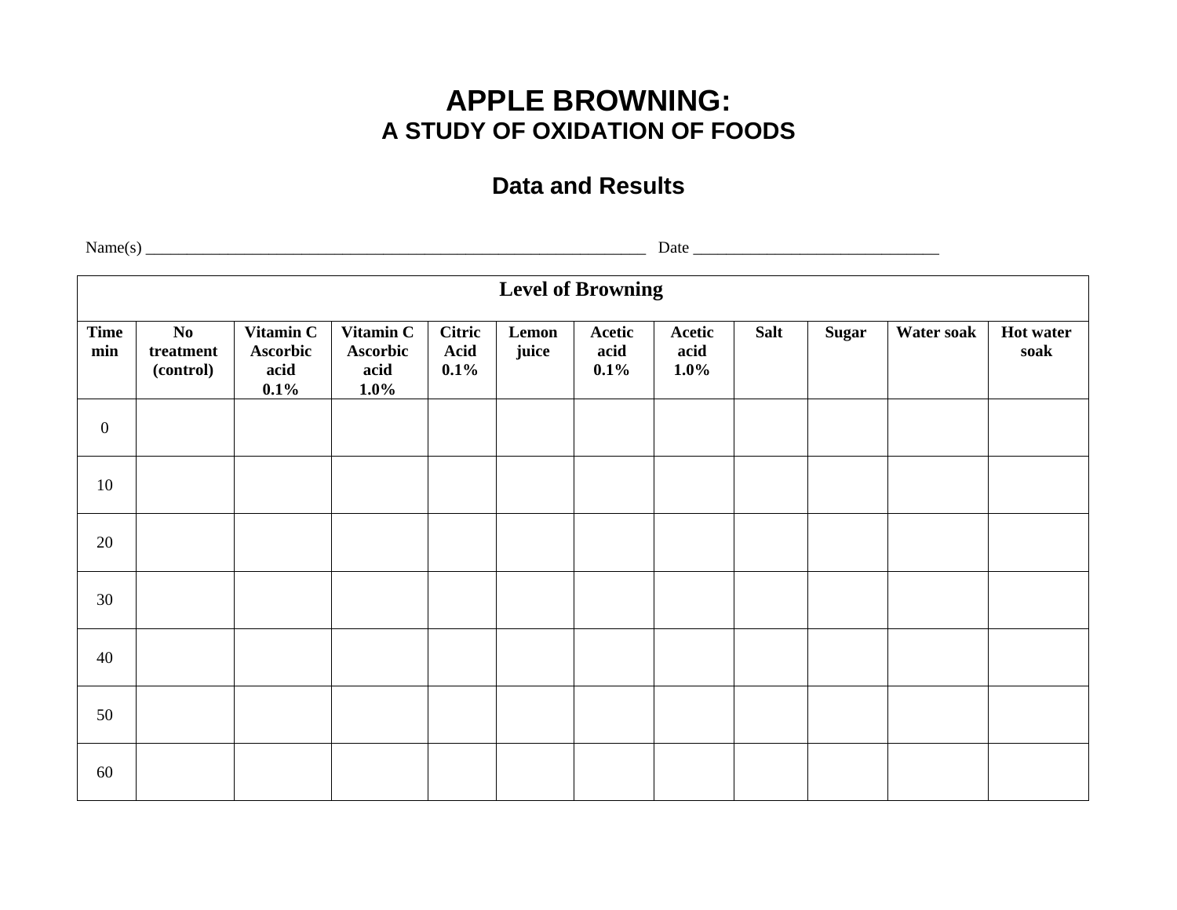# APPLE BROWNING:
## A STUDY OF OXIDATION OF FOODS

### Data and Results

Name(s) _______________________________________________________________ Date ______________________________

| Level of Browning | | | | | | | | | | | |
|---|---|---|---|---|---|---|---|---|---|---|---|
| **Time min** | **No treatment (control)** | **Vitamin C Ascorbic acid 0.1%** | **Vitamin C Ascorbic acid 1.0%** | **Citric Acid 0.1%** | **Lemon juice** | **Acetic acid 0.1%** | **Acetic acid 1.0%** | **Salt** | **Sugar** | **Water soak** | **Hot water soak** |
| 0 | | | | | | | | | | | |
| 10 | | | | | | | | | | | |
| 20 | | | | | | | | | | | |
| 30 | | | | | | | | | | | |
| 40 | | | | | | | | | | | |
| 50 | | | | | | | | | | | |
| 60 | | | | | | | | | | | |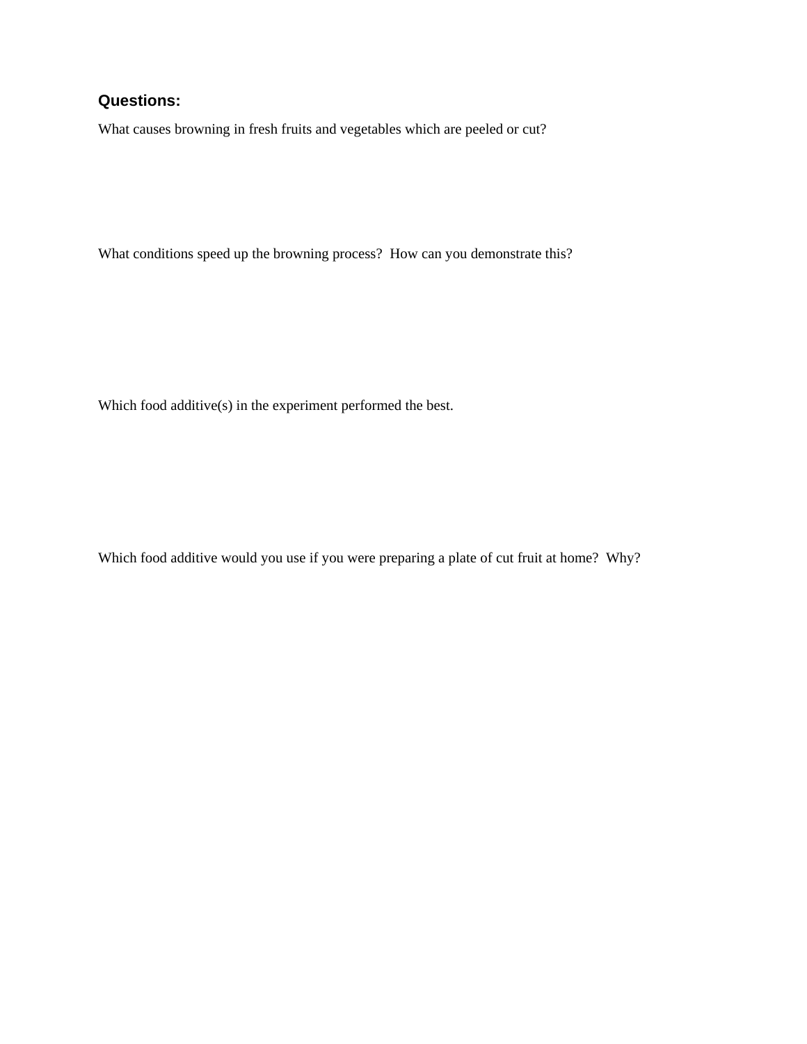## Questions:

What causes browning in fresh fruits and vegetables which are peeled or cut?

What conditions speed up the browning process? How can you demonstrate this?

Which food additive(s) in the experiment performed the best.

Which food additive would you use if you were preparing a plate of cut fruit at home? Why?